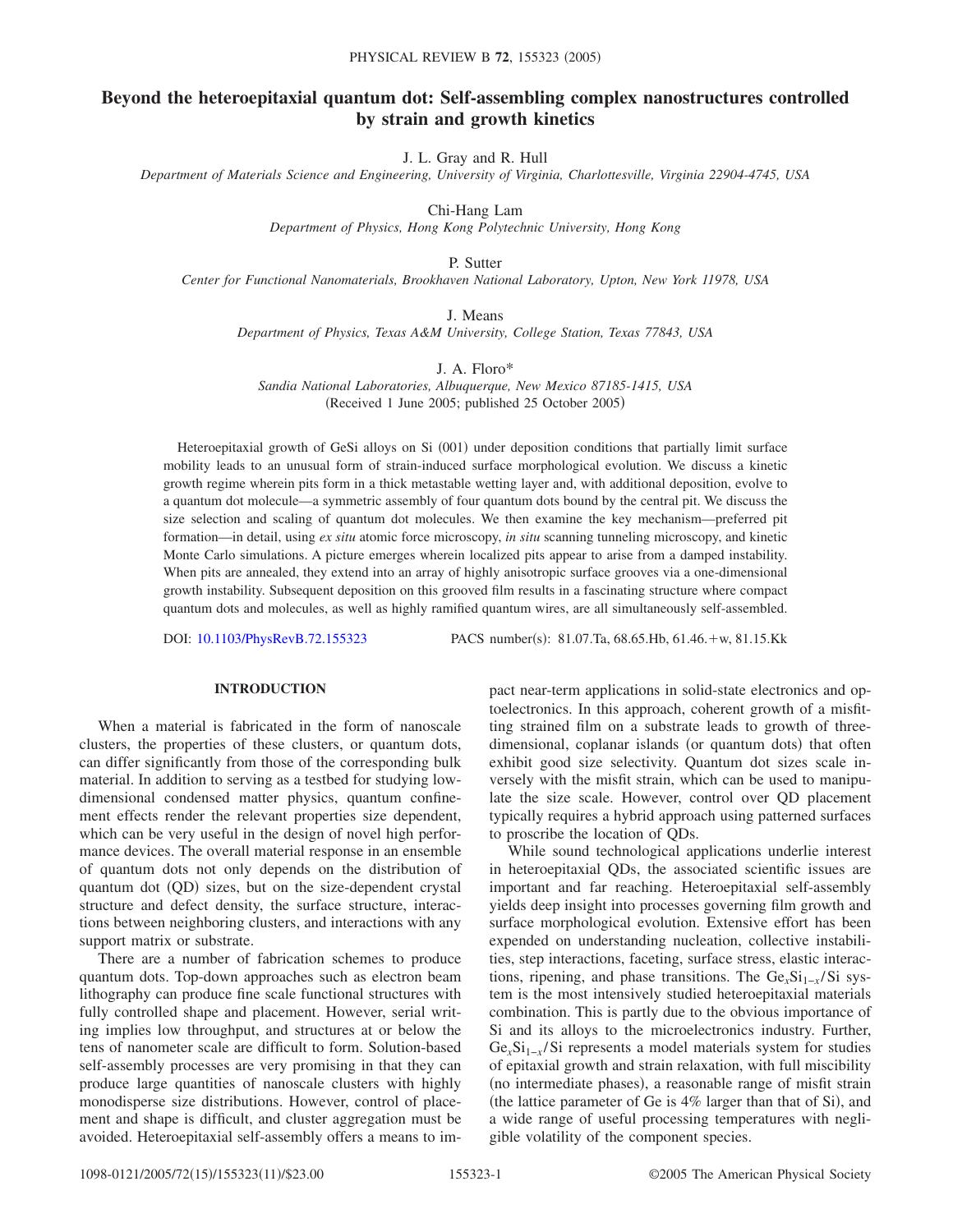# Beyond the heteroepitaxial quantum dot: Self-assembling complex nanostructures controlled by strain and growth kinetics

J. L. Gray and R. Hull

*Department of Materials Science and Engineering, University of Virginia, Charlottesville, Virginia 22904-4745, USA*

Chi-Hang Lam

*Department of Physics, Hong Kong Polytechnic University, Hong Kong*

P. Sutter

*Center for Functional Nanomaterials, Brookhaven National Laboratory, Upton, New York 11978, USA*

J. Means

*Department of Physics, Texas A&M University, College Station, Texas 77843, USA*

J. A. Floro*

*Sandia National Laboratories, Albuquerque, New Mexico 87185-1415, USA*

(Received 1 June 2005; published 25 October 2005)

Heteroepitaxial growth of GeSi alloys on Si (001) under deposition conditions that partially limit surface mobility leads to an unusual form of strain-induced surface morphological evolution. We discuss a kinetic growth regime wherein pits form in a thick metastable wetting layer and, with additional deposition, evolve to a quantum dot molecule—a symmetric assembly of four quantum dots bound by the central pit. We discuss the size selection and scaling of quantum dot molecules. We then examine the key mechanism—preferred pit formation—in detail, using *ex situ* atomic force microscopy, *in situ* scanning tunneling microscopy, and kinetic Monte Carlo simulations. A picture emerges wherein localized pits appear to arise from a damped instability. When pits are annealed, they extend into an array of highly anisotropic surface grooves via a one-dimensional growth instability. Subsequent deposition on this grooved film results in a fascinating structure where compact quantum dots and molecules, as well as highly ramified quantum wires, are all simultaneously self-assembled.

DOI: 10.1103/PhysRevB.72.155323 PACS number(s): 81.07.Ta, 68.65.Hb, 61.46.+w, 81.15.Kk

## INTRODUCTION

When a material is fabricated in the form of nanoscale clusters, the properties of these clusters, or quantum dots, can differ significantly from those of the corresponding bulk material. In addition to serving as a testbed for studying low-dimensional condensed matter physics, quantum confinement effects render the relevant properties size dependent, which can be very useful in the design of novel high performance devices. The overall material response in an ensemble of quantum dots not only depends on the distribution of quantum dot (QD) sizes, but on the size-dependent crystal structure and defect density, the surface structure, interactions between neighboring clusters, and interactions with any support matrix or substrate.

There are a number of fabrication schemes to produce quantum dots. Top-down approaches such as electron beam lithography can produce fine scale functional structures with fully controlled shape and placement. However, serial writing implies low throughput, and structures at or below the tens of nanometer scale are difficult to form. Solution-based self-assembly processes are very promising in that they can produce large quantities of nanoscale clusters with highly monodisperse size distributions. However, control of placement and shape is difficult, and cluster aggregation must be avoided. Heteroepitaxial self-assembly offers a means to impact near-term applications in solid-state electronics and optoelectronics. In this approach, coherent growth of a misfitting strained film on a substrate leads to growth of three-dimensional, coplanar islands (or quantum dots) that often exhibit good size selectivity. Quantum dot sizes scale inversely with the misfit strain, which can be used to manipulate the size scale. However, control over QD placement typically requires a hybrid approach using patterned surfaces to proscribe the location of QDs.

While sound technological applications underlie interest in heteroepitaxial QDs, the associated scientific issues are important and far reaching. Heteroepitaxial self-assembly yields deep insight into processes governing film growth and surface morphological evolution. Extensive effort has been expended on understanding nucleation, collective instabilities, step interactions, faceting, surface stress, elastic interactions, ripening, and phase transitions. The $Ge_xSi_{1-x}$/Si system is the most intensively studied heteroepitaxial materials combination. This is partly due to the obvious importance of Si and its alloys to the microelectronics industry. Further, $Ge_xSi_{1-x}$/Si represents a model materials system for studies of epitaxial growth and strain relaxation, with full miscibility (no intermediate phases), a reasonable range of misfit strain (the lattice parameter of Ge is 4% larger than that of Si), and a wide range of useful processing temperatures with negligible volatility of the component species.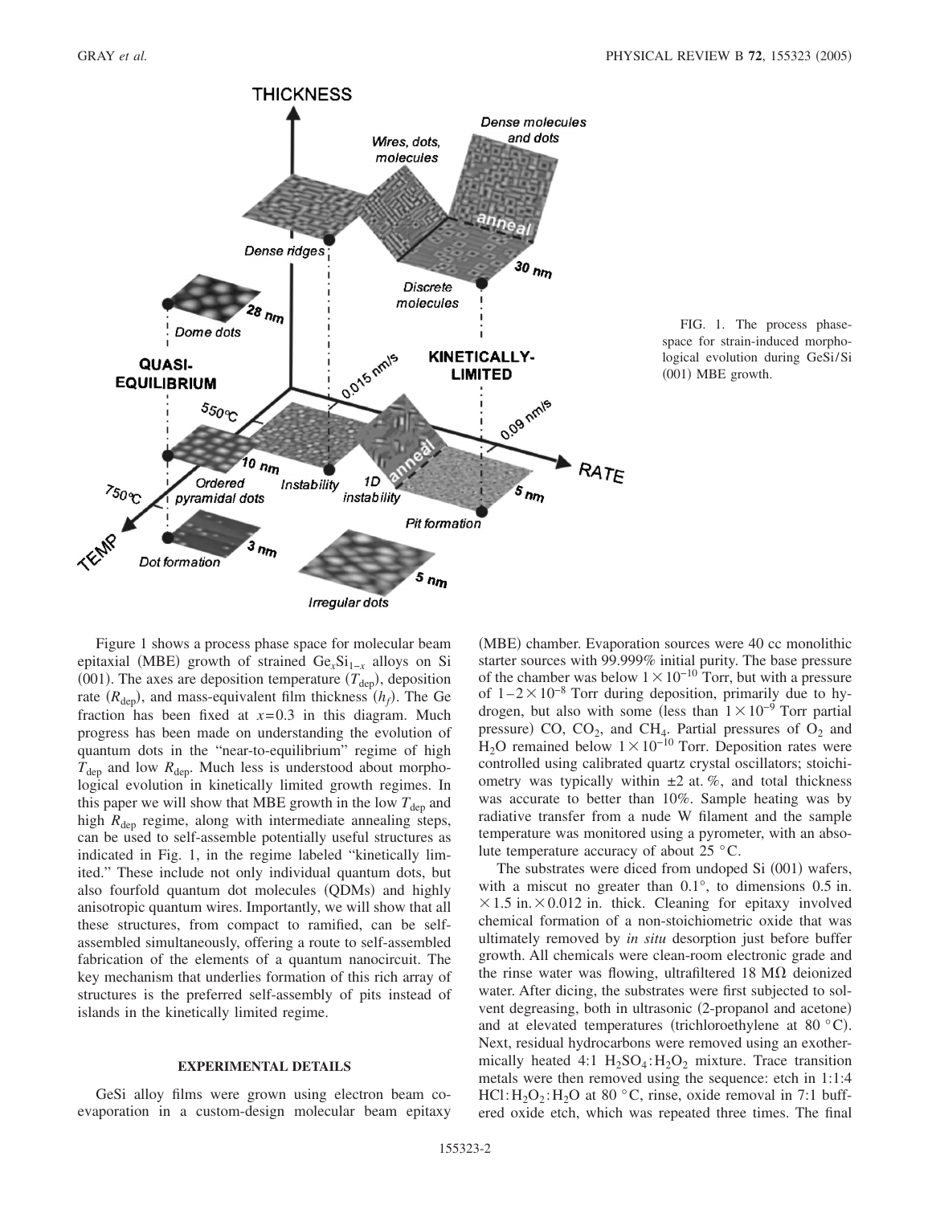FIG. 1. The process phase-space for strain-induced morphological evolution during GeSi/Si (001) MBE growth.

Figure 1 shows a process phase space for molecular beam epitaxial (MBE) growth of strained $Ge_xSi_{1-x}$ alloys on Si (001). The axes are deposition temperature ($T_{dep}$), deposition rate ($R_{dep}$), and mass-equivalent film thickness ($h_f$). The Ge fraction has been fixed at $x=0.3$ in this diagram. Much progress has been made on understanding the evolution of quantum dots in the "near-to-equilibrium" regime of high $T_{dep}$ and low $R_{dep}$. Much less is understood about morphological evolution in kinetically limited growth regimes. In this paper we will show that MBE growth in the low $T_{dep}$ and high $R_{dep}$ regime, along with intermediate annealing steps, can be used to self-assemble potentially useful structures as indicated in Fig. 1, in the regime labeled "kinetically limited." These include not only individual quantum dots, but also fourfold quantum dot molecules (QDMs) and highly anisotropic quantum wires. Importantly, we will show that all these structures, from compact to ramified, can be self-assembled simultaneously, offering a route to self-assembled fabrication of the elements of a quantum nanocircuit. The key mechanism that underlies formation of this rich array of structures is the preferred self-assembly of pits instead of islands in the kinetically limited regime.

## EXPERIMENTAL DETAILS

GeSi alloy films were grown using electron beam co-evaporation in a custom-design molecular beam epitaxy (MBE) chamber. Evaporation sources were 40 cc monolithic starter sources with 99.999% initial purity. The base pressure of the chamber was below $1\times10^{-10}$ Torr, but with a pressure of $1-2\times10^{-8}$ Torr during deposition, primarily due to hydrogen, but also with some (less than $1\times10^{-9}$ Torr partial pressure) CO, $CO_2$, and $CH_4$. Partial pressures of $O_2$ and $H_2O$ remained below $1\times10^{-10}$ Torr. Deposition rates were controlled using calibrated quartz crystal oscillators; stoichiometry was typically within ±2 at. %, and total thickness was accurate to better than 10%. Sample heating was by radiative transfer from a nude W filament and the sample temperature was monitored using a pyrometer, with an absolute temperature accuracy of about 25 °C.

The substrates were diced from undoped Si (001) wafers, with a miscut no greater than 0.1°, to dimensions 0.5 in. ×1.5 in.×0.012 in. thick. Cleaning for epitaxy involved chemical formation of a non-stoichiometric oxide that was ultimately removed by *in situ* desorption just before buffer growth. All chemicals were clean-room electronic grade and the rinse water was flowing, ultrafiltered 18 MΩ deionized water. After dicing, the substrates were first subjected to solvent degreasing, both in ultrasonic (2-propanol and acetone) and at elevated temperatures (trichloroethylene at 80 °C). Next, residual hydrocarbons were removed using an exothermically heated 4:1 $H_2SO_4$:$H_2O_2$ mixture. Trace transition metals were then removed using the sequence: etch in 1:1:4 HCl:$H_2O_2$:$H_2O$ at 80 °C, rinse, oxide removal in 7:1 buffered oxide etch, which was repeated three times. The final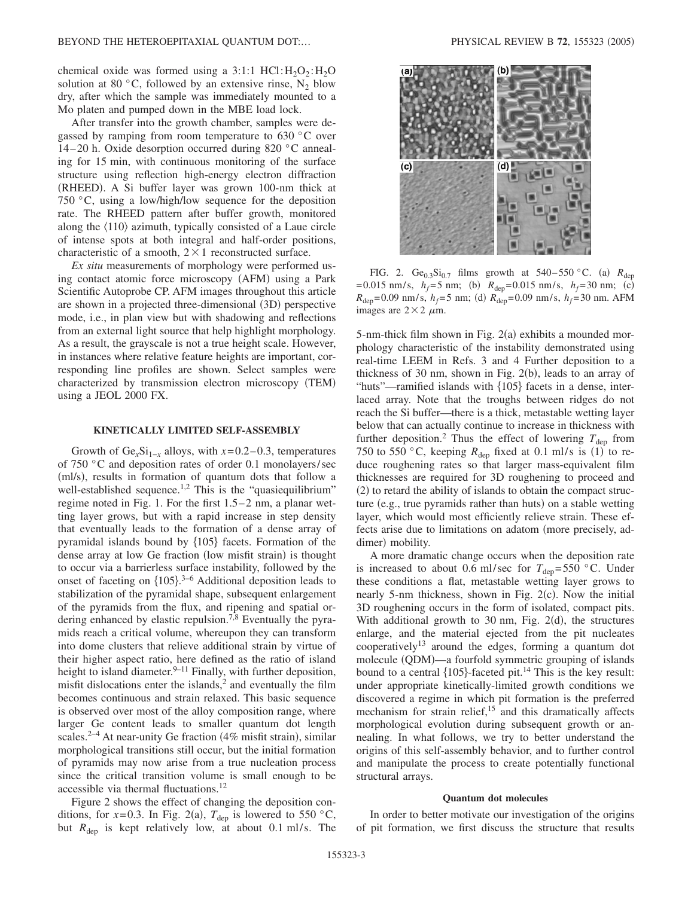chemical oxide was formed using a 3:1:1 $HCl:H_2O_2:H_2O$ solution at 80 °C, followed by an extensive rinse, $N_2$ blow dry, after which the sample was immediately mounted to a Mo platen and pumped down in the MBE load lock.

After transfer into the growth chamber, samples were degassed by ramping from room temperature to 630 °C over 14–20 h. Oxide desorption occurred during 820 °C annealing for 15 min, with continuous monitoring of the surface structure using reflection high-energy electron diffraction (RHEED). A Si buffer layer was grown 100-nm thick at 750 °C, using a low/high/low sequence for the deposition rate. The RHEED pattern after buffer growth, monitored along the ⟨110⟩ azimuth, typically consisted of a Laue circle of intense spots at both integral and half-order positions, characteristic of a smooth, 2×1 reconstructed surface.

*Ex situ* measurements of morphology were performed using contact atomic force microscopy (AFM) using a Park Scientific Autoprobe CP. AFM images throughout this article are shown in a projected three-dimensional (3D) perspective mode, i.e., in plan view but with shadowing and reflections from an external light source that help highlight morphology. As a result, the grayscale is not a true height scale. However, in instances where relative feature heights are important, corresponding line profiles are shown. Select samples were characterized by transmission electron microscopy (TEM) using a JEOL 2000 FX.

## KINETICALLY LIMITED SELF-ASSEMBLY

Growth of $Ge_xSi_{1-x}$ alloys, with $x=0.2$–0.3, temperatures of 750 °C and deposition rates of order 0.1 monolayers/sec (ml/s), results in formation of quantum dots that follow a well-established sequence.[1,2] This is the "quasiequilibrium" regime noted in Fig. 1. For the first 1.5–2 nm, a planar wetting layer grows, but with a rapid increase in step density that eventually leads to the formation of a dense array of pyramidal islands bound by {105} facets. Formation of the dense array at low Ge fraction (low misfit strain) is thought to occur via a barrierless surface instability, followed by the onset of faceting on {105}.[3–6] Additional deposition leads to stabilization of the pyramidal shape, subsequent enlargement of the pyramids from the flux, and ripening and spatial ordering enhanced by elastic repulsion.[7,8] Eventually the pyramids reach a critical volume, whereupon they can transform into dome clusters that relieve additional strain by virtue of their higher aspect ratio, here defined as the ratio of island height to island diameter.[9–11] Finally, with further deposition, misfit dislocations enter the islands,[2] and eventually the film becomes continuous and strain relaxed. This basic sequence is observed over most of the alloy composition range, where larger Ge content leads to smaller quantum dot length scales.[2–4] At near-unity Ge fraction (4% misfit strain), similar morphological transitions still occur, but the initial formation of pyramids may now arise from a true nucleation process since the critical transition volume is small enough to be accessible via thermal fluctuations.[12]

Figure 2 shows the effect of changing the deposition conditions, for $x=0.3$. In Fig. 2(a), $T_{dep}$ is lowered to 550 °C, but $R_{dep}$ is kept relatively low, at about 0.1 ml/s. The 5-nm-thick film shown in Fig. 2(a) exhibits a mounded morphology characteristic of the instability demonstrated using real-time LEEM in Refs. 3 and 4 Further deposition to a thickness of 30 nm, shown in Fig. 2(b), leads to an array of "huts"—ramified islands with {105} facets in a dense, interlaced array. Note that the troughs between ridges do not reach the Si buffer—there is a thick, metastable wetting layer below that can actually continue to increase in thickness with further deposition.[2] Thus the effect of lowering $T_{dep}$ from 750 to 550 °C, keeping $R_{dep}$ fixed at 0.1 ml/s is (1) to reduce roughening rates so that larger mass-equivalent film thicknesses are required for 3D roughening to proceed and (2) to retard the ability of islands to obtain the compact structure (e.g., true pyramids rather than huts) on a stable wetting layer, which would most efficiently relieve strain. These effects arise due to limitations on adatom (more precisely, addimer) mobility.

FIG. 2. $Ge_{0.3}Si_{0.7}$ films growth at 540–550 °C. (a) $R_{dep}$ =0.015 nm/s, $h_f$=5 nm; (b) $R_{dep}$=0.015 nm/s, $h_f$=30 nm; (c) $R_{dep}$=0.09 nm/s, $h_f$=5 nm; (d) $R_{dep}$=0.09 nm/s, $h_f$=30 nm. AFM images are 2×2 μm.

A more dramatic change occurs when the deposition rate is increased to about 0.6 ml/sec for $T_{dep}$=550 °C. Under these conditions a flat, metastable wetting layer grows to nearly 5-nm thickness, shown in Fig. 2(c). Now the initial 3D roughening occurs in the form of isolated, compact pits. With additional growth to 30 nm, Fig. 2(d), the structures enlarge, and the material ejected from the pit nucleates cooperatively[13] around the edges, forming a quantum dot molecule (QDM)—a fourfold symmetric grouping of islands bound to a central {105}-faceted pit.[14] This is the key result: under appropriate kinetically-limited growth conditions we discovered a regime in which pit formation is the preferred mechanism for strain relief,[15] and this dramatically affects morphological evolution during subsequent growth or annealing. In what follows, we try to better understand the origins of this self-assembly behavior, and to further control and manipulate the process to create potentially functional structural arrays.

### Quantum dot molecules

In order to better motivate our investigation of the origins of pit formation, we first discuss the structure that results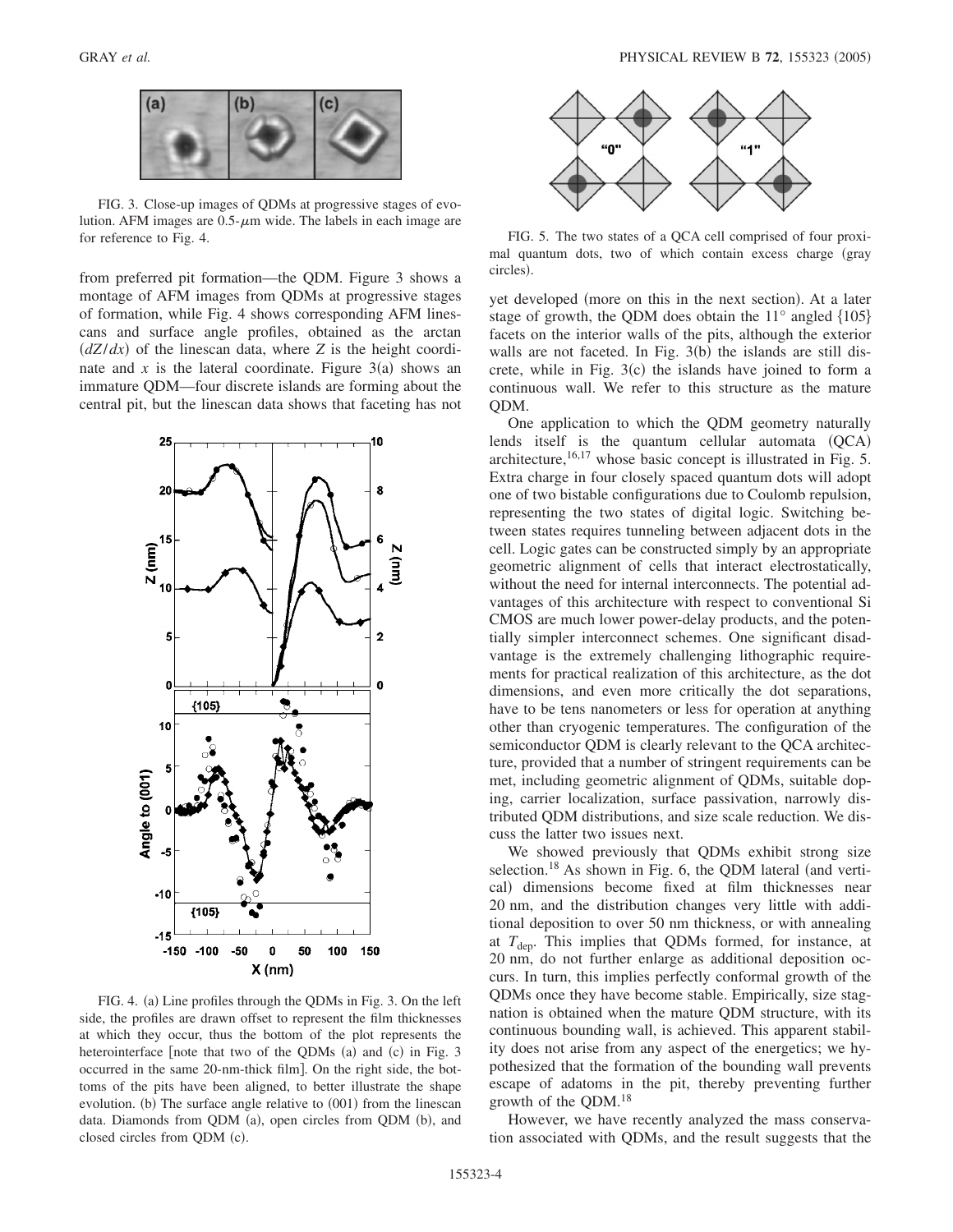FIG. 3. Close-up images of QDMs at progressive stages of evolution. AFM images are 0.5-$\mu$m wide. The labels in each image are for reference to Fig. 4.

from preferred pit formation—the QDM. Figure 3 shows a montage of AFM images from QDMs at progressive stages of formation, while Fig. 4 shows corresponding AFM linescans and surface angle profiles, obtained as the arctan $(dZ/dx)$ of the height coordinate, where $Z$ is the height coordinate and $x$ is the lateral coordinate. Figure 3(a) shows an immature QDM—four discrete islands are forming about the central pit, but the linescan data shows that faceting has not yet developed (more on this in the next section). At a later stage of growth, the QDM does obtain the 11° angled {105} facets on the interior walls of the pits, although the exterior walls are not faceted. In Fig. 3(b) the islands are still discrete, while in Fig. 3(c) the islands have joined to form a continuous wall. We refer to this structure as the mature QDM.

FIG. 4. (a) Line profiles through the QDMs in Fig. 3. On the left side, the profiles are drawn offset to represent the film thicknesses at which they occur, thus the bottom of the plot represents the heterointerface [note that two of the QDMs (a) and (c) in Fig. 3 occurred in the same 20-nm-thick film]. On the right side, the bottoms of the pits have been aligned, to better illustrate the shape evolution. (b) The surface angle relative to (001) from the linescan data. Diamonds from QDM (a), open circles from QDM (b), and closed circles from QDM (c).

FIG. 5. The two states of a QCA cell comprised of four proximal quantum dots, two of which contain excess charge (gray circles).

One application to which the QDM geometry naturally lends itself is the quantum cellular automata (QCA) architecture,[16,17] whose basic concept is illustrated in Fig. 5. Extra charge in four closely spaced quantum dots will adopt one of two bistable configurations due to Coulomb repulsion, representing the two states of digital logic. Switching between states requires tunneling between adjacent dots in the cell. Logic gates can be constructed simply by an appropriate geometric alignment of cells that interact electrostatically, without the need for internal interconnects. The potential advantages of this architecture with respect to conventional Si CMOS are much lower power-delay products, and the potentially simpler interconnect schemes. One significant disadvantage is the extremely challenging lithographic requirements for practical realization of this architecture, as the dot dimensions, and even more critically the dot separations, have to be tens nanometers or less for operation at anything other than cryogenic temperatures. The configuration of the semiconductor QDM is clearly relevant to the QCA architecture, provided that a number of stringent requirements can be met, including geometric alignment of QDMs, suitable doping, carrier localization, surface passivation, narrowly distributed QDM distributions, and size scale reduction. We discuss the latter two issues next.

We showed previously that QDMs exhibit strong size selection.[18] As shown in Fig. 6, the QDM lateral (and vertical) dimensions become fixed at film thicknesses near 20 nm, and the distribution changes very little with additional deposition to over 50 nm thickness, or with annealing at $T_{\rm dep}$. This implies that QDMs formed, for instance, at 20 nm, do not further enlarge as additional deposition occurs. In turn, this implies perfectly conformal growth of the QDMs once they have become stable. Empirically, size stagnation is obtained when the mature QDM structure, with its continuous bounding wall, is achieved. This apparent stability does not arise from any aspect of the energetics; we hypothesized that the formation of the bounding wall prevents escape of adatoms in the pit, thereby preventing further growth of the QDM.[18]

However, we have recently analyzed the mass conservation associated with QDMs, and the result suggests that the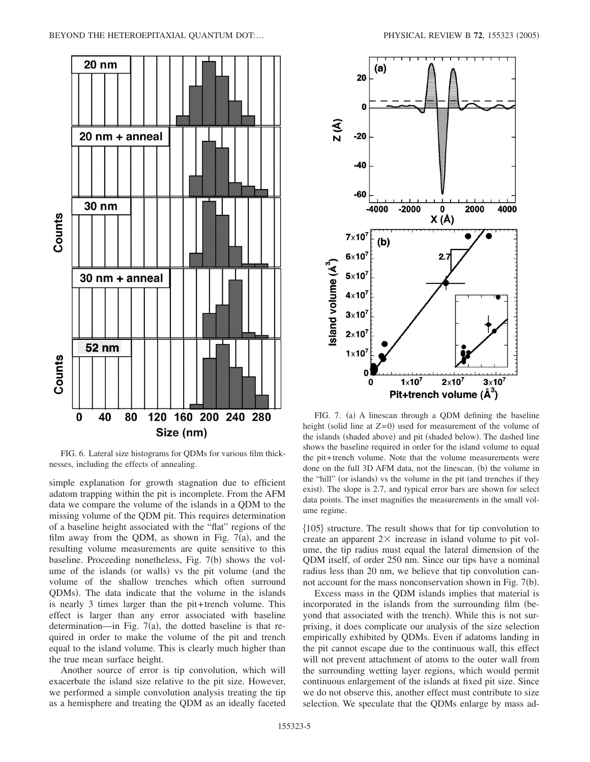FIG. 6. Lateral size histograms for QDMs for various film thicknesses, including the effects of annealing.

FIG. 7. (a) A linescan through a QDM defining the baseline height (solid line at $Z=0$) used for measurement of the volume of the islands (shaded above) and pit (shaded below). The dashed line shows the baseline required in order for the island volume to equal the pit+trench volume. Note that the volume measurements were done on the full 3D AFM data, not the linescan. (b) the volume in the "hill" (or islands) vs the volume in the pit (and trenches if they exist). The slope is 2.7, and typical error bars are shown for select data points. The inset magnifies the measurements in the small volume regime.

simple explanation for growth stagnation due to efficient adatom trapping within the pit is incomplete. From the AFM data we compare the volume of the islands in a QDM to the missing volume of the QDM pit. This requires determination of a baseline height associated with the "flat" regions of the film away from the QDM, as shown in Fig. 7(a), and the resulting volume measurements are quite sensitive to this baseline. Proceeding nonetheless, Fig. 7(b) shows the volume of the islands (or walls) vs the pit volume (and the volume of the shallow trenches which often surround QDMs). The data indicate that the volume in the islands is nearly 3 times larger than the pit+trench volume. This effect is larger than any error associated with baseline determination—in Fig. 7(a), the dotted baseline is that required in order to make the volume of the pit and trench equal to the island volume. This is clearly much higher than the true mean surface height.

Another source of error is tip convolution, which will exacerbate the island size relative to the pit size. However, we performed a simple convolution analysis treating the tip as a hemisphere and treating the QDM as an ideally faceted {105} structure. The result shows that for tip convolution to create an apparent $2\times$ increase in island volume to pit volume, the tip radius must equal the lateral dimension of the QDM itself, of order 250 nm. Since our tips have a nominal radius less than 20 nm, we believe that tip convolution cannot account for the mass nonconservation shown in Fig. 7(b).

Excess mass in the QDM islands implies that material is incorporated in the islands from the surrounding film (beyond that associated with the trench). While this is not surprising, it does complicate our analysis of the size selection empirically exhibited by QDMs. Even if adatoms landing in the pit cannot escape due to the continuous wall, this effect will not prevent attachment of atoms to the outer wall from the surrounding wetting layer regions, which would permit continuous enlargement of the islands at fixed pit size. Since we do not observe this, another effect must contribute to size selection. We speculate that the QDMs enlarge by mass ad-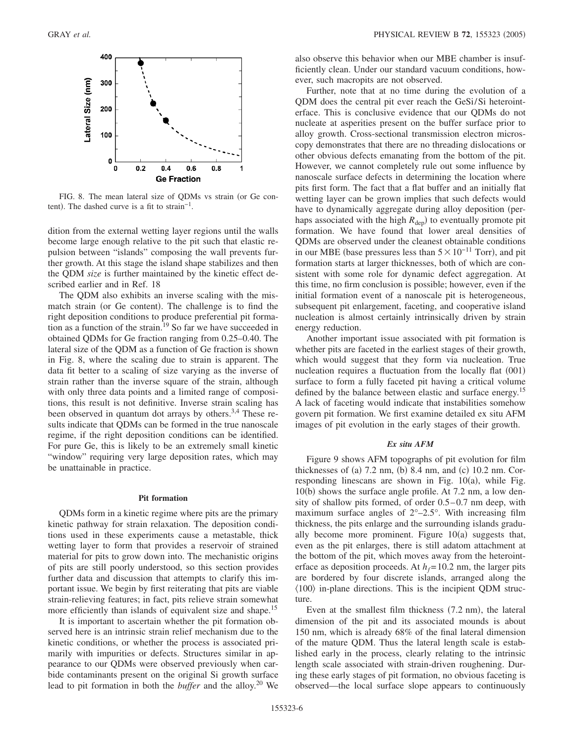400
300
200
100
0
Lateral Size (nm)
0 0.2 0.4 0.6 0.8 1
Ge Fraction

FIG. 8. The mean lateral size of QDMs vs strain (or Ge content). The dashed curve is a fit to strain$^{-1}$.

dition from the external wetting layer regions until the walls become large enough relative to the pit such that elastic repulsion between "islands" composing the wall prevents further growth. At this stage the island shape stabilizes and then the QDM *size* is further maintained by the kinetic effect described earlier and in Ref. 18

The QDM also exhibits an inverse scaling with the mismatch strain (or Ge content). The challenge is to find the right deposition conditions to produce preferential pit formation as a function of the strain.[19] So far we have succeeded in obtained QDMs for Ge fraction ranging from 0.25–0.40. The lateral size of the QDM as a function of Ge fraction is shown in Fig. 8, where the scaling due to strain is apparent. The data fit better to a scaling of size varying as the inverse of strain rather than the inverse square of the strain, although with only three data points and a limited range of compositions, this result is not definitive. Inverse strain scaling has been observed in quantum dot arrays by others.[3,4] These results indicate that QDMs can be formed in the true nanoscale regime, if the right deposition conditions can be identified. For pure Ge, this is likely to be an extremely small kinetic "window" requiring very large deposition rates, which may be unattainable in practice.

### Pit formation

QDMs form in a kinetic regime where pits are the primary kinetic pathway for strain relaxation. The deposition conditions used in these experiments cause a metastable, thick wetting layer to form that provides a reservoir of strained material for pits to grow down into. The mechanistic origins of pits are still poorly understood, so this section provides further data and discussion that attempts to clarify this important issue. We begin by first reiterating that pits are viable strain-relieving features; in fact, pits relieve strain somewhat more efficiently than islands of equivalent size and shape.[15]

It is important to ascertain whether the pit formation observed here is an intrinsic strain relief mechanism due to the kinetic conditions, or whether the process is associated primarily with impurities or defects. Structures similar in appearance to our QDMs were observed previously when carbide contaminants present on the original Si growth surface lead to pit formation in both the *buffer* and the alloy.[20] We also observe this behavior when our MBE chamber is insufficiently clean. Under our standard vacuum conditions, however, such macropits are not observed.

Further, note that at no time during the evolution of a QDM does the central pit ever reach the GeSi/Si heterointerface. This is conclusive evidence that our QDMs do not nucleate at asperities present on the buffer surface prior to alloy growth. Cross-sectional transmission electron microscopy demonstrates that there are no threading dislocations or other obvious defects emanating from the bottom of the pit. However, we cannot completely rule out some influence by nanoscale surface defects in determining the location where pits first form. The fact that a flat buffer and an initially flat wetting layer can be grown implies that such defects would have to dynamically aggregate during alloy deposition (perhaps associated with the high $R_{\text{dep}}$) to eventually promote pit formation. We have found that lower areal densities of QDMs are observed under the cleanest obtainable conditions in our MBE (base pressures less than $5\times10^{-11}$ Torr), and pit formation starts at larger thicknesses, both of which are consistent with some role for dynamic defect aggregation. At this time, no firm conclusion is possible; however, even if the initial formation event of a nanoscale pit is heterogeneous, subsequent pit enlargement, faceting, and cooperative island nucleation is almost certainly intrinsically driven by strain energy reduction.

Another important issue associated with pit formation is whether pits are faceted in the earliest stages of their growth, which would suggest that they form via nucleation. True nucleation requires a fluctuation from the locally flat (001) surface to form a fully faceted pit having a critical volume defined by the balance between elastic and surface energy.[15] A lack of faceting would indicate that instabilities somehow govern pit formation. We first examine detailed ex situ AFM images of pit evolution in the early stages of their growth.

#### *Ex situ AFM*

Figure 9 shows AFM topographs of pit evolution for film thicknesses of (a) 7.2 nm, (b) 8.4 nm, and (c) 10.2 nm. Corresponding linescans are shown in Fig. 10(a), while Fig. 10(b) shows the surface angle profile. At 7.2 nm, a low density of shallow pits formed, of order 0.5–0.7 nm deep, with maximum surface angles of 2°–2.5°. With increasing film thickness, the pits enlarge and the surrounding islands gradually become more prominent. Figure 10(a) suggests that, even as the pit enlarges, there is still adatom attachment at the bottom of the pit, which moves away from the heterointerface as deposition proceeds. At $h_f=10.2$ nm, the larger pits are bordered by four discrete islands, arranged along the $\langle 100\rangle$ in-plane directions. This is the incipient QDM structure.

Even at the smallest film thickness (7.2 nm), the lateral dimension of the pit and its associated mounds is about 150 nm, which is already 68% of the final lateral dimension of the mature QDM. Thus the lateral length scale is established early in the process, clearly relating to the intrinsic length scale associated with strain-driven roughening. During these early stages of pit formation, no obvious faceting is observed—the local surface slope appears to continuously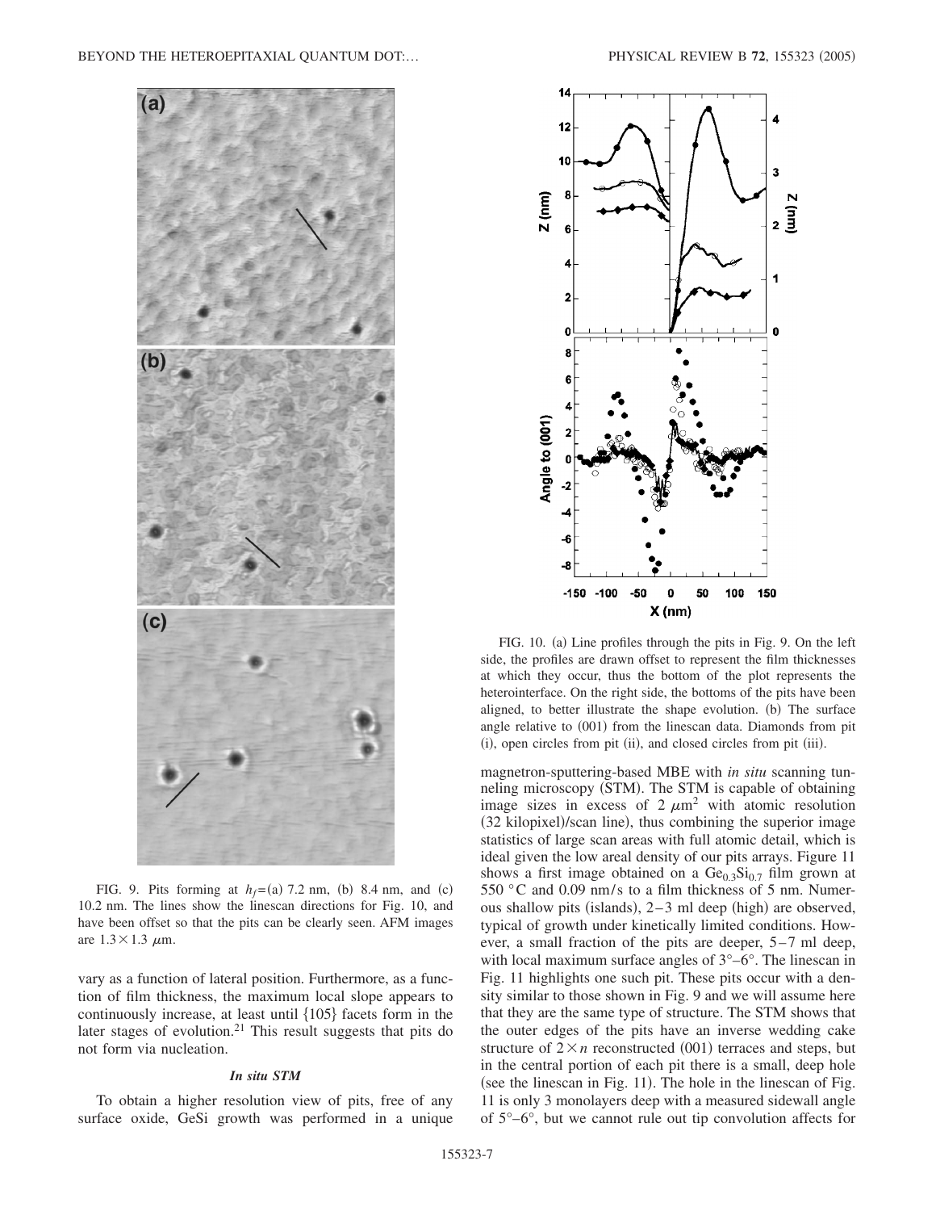FIG. 9. Pits forming at $h_f$=(a) 7.2 nm, (b) 8.4 nm, and (c) 10.2 nm. The lines show the linescan directions for Fig. 10, and have been offset so that the pits can be clearly seen. AFM images are $1.3\times1.3$ $\mu$m.

FIG. 10. (a) Line profiles through the pits in Fig. 9. On the left side, the profiles are drawn offset to represent the film thicknesses at which they occur, thus the bottom of the plot represents the heterointerface. On the right side, the bottoms of the pits have been aligned, to better illustrate the shape evolution. (b) The surface angle relative to (001) from the linescan data. Diamonds from pit (i), open circles from pit (ii), and closed circles from pit (iii).

vary as a function of lateral position. Furthermore, as a function of film thickness, the maximum local slope appears to continuously increase, at least until {105} facets form in the later stages of evolution.[21] This result suggests that pits do not form via nucleation.

### *In situ STM*

To obtain a higher resolution view of pits, free of any surface oxide, GeSi growth was performed in a unique magnetron-sputtering-based MBE with *in situ* scanning tunneling microscopy (STM). The STM is capable of obtaining image sizes in excess of 2 $\mu m^2$ with atomic resolution (32 kilopixel)/scan line), thus combining the superior image statistics of large scan areas with full atomic detail, which is ideal given the low areal density of our pits arrays. Figure 11 shows a first image obtained on a $Ge_{0.3}Si_{0.7}$ film grown at 550 °C and 0.09 nm/s to a film thickness of 5 nm. Numerous shallow pits (islands), 2–3 ml deep (high) are observed, typical of growth under kinetically limited conditions. However, a small fraction of the pits are deeper, 5–7 ml deep, with local maximum surface angles of 3°–6°. The linescan in Fig. 11 highlights one such pit. These pits occur with a density similar to those shown in Fig. 9 and we will assume here that they are the same type of structure. The STM shows that the outer edges of the pits have an inverse wedding cake structure of $2\times n$ reconstructed (001) terraces and steps, but in the central portion of each pit there is a small, deep hole (see the linescan in Fig. 11). The hole in the linescan of Fig. 11 is only 3 monolayers deep with a measured sidewall angle of 5°–6°, but we cannot rule out tip convolution affects for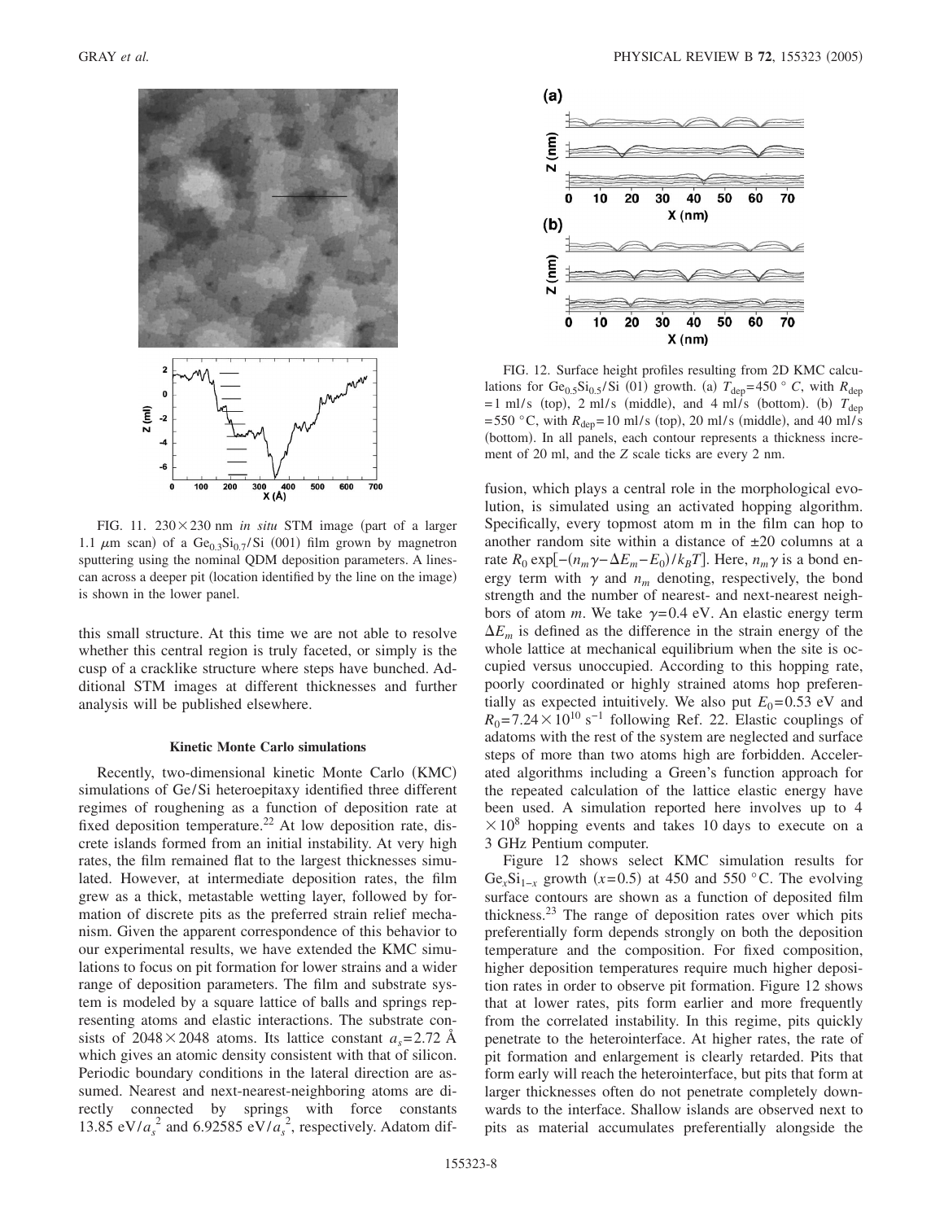FIG. 11. 230×230 nm *in situ* STM image (part of a larger 1.1 $\mu$m scan) of a $Ge_{0.3}Si_{0.7}$/Si (001) film grown by magnetron sputtering using the nominal QDM deposition parameters. A linescan across a deeper pit (location identified by the line on the image) is shown in the lower panel.

FIG. 12. Surface height profiles resulting from 2D KMC calculations for $Ge_{0.5}Si_{0.5}$/Si (01) growth. (a) $T_{dep}$=450 ° *C*, with $R_{dep}$ =1 ml/s (top), 2 ml/s (middle), and 4 ml/s (bottom). (b) $T_{dep}$ =550 °C, with $R_{dep}$=10 ml/s (top), 20 ml/s (middle), and 40 ml/s (bottom). In all panels, each contour represents a thickness increment of 20 ml, and the *Z* scale ticks are every 2 nm.

this small structure. At this time we are not able to resolve whether this central region is truly faceted, or simply is the cusp of a cracklike structure where steps have bunched. Additional STM images at different thicknesses and further analysis will be published elsewhere.

### Kinetic Monte Carlo simulations

Recently, two-dimensional kinetic Monte Carlo (KMC) simulations of Ge/Si heteroepitaxy identified three different regimes of roughening as a function of deposition rate at fixed deposition temperature.[22] At low deposition rate, discrete islands formed from an initial instability. At very high rates, the film remained flat to the largest thicknesses simulated. However, at intermediate deposition rates, the film grew as a thick, metastable wetting layer, followed by formation of discrete pits as the preferred strain relief mechanism. Given the apparent correspondence of this behavior to our experimental results, we have extended the KMC simulations to focus on pit formation for lower strains and a wider range of deposition parameters. The film and substrate system is modeled by a square lattice of balls and springs representing atoms and elastic interactions. The substrate consists of 2048×2048 atoms. Its lattice constant $a_s$=2.72 Å which gives an atomic density consistent with that of silicon. Periodic boundary conditions in the lateral direction are assumed. Nearest and next-nearest-neighboring atoms are directly connected by springs with force constants 13.85 eV/$a_s^2$ and 6.92585 eV/$a_s^2$, respectively. Adatom diffusion, which plays a central role in the morphological evolution, is simulated using an activated hopping algorithm. Specifically, every topmost atom m in the film can hop to another random site within a distance of ±20 columns at a rate $R_0 \exp[-(n_m\gamma-\Delta E_m-E_0)/k_BT]$. Here, $n_m\gamma$ is a bond energy term with $\gamma$ and $n_m$ denoting, respectively, the bond strength and the number of nearest- and next-nearest neighbors of atom *m*. We take $\gamma$=0.4 eV. An elastic energy term $\Delta E_m$ is defined as the difference in the strain energy of the whole lattice at mechanical equilibrium when the site is occupied versus unoccupied. According to this hopping rate, poorly coordinated or highly strained atoms hop preferentially as expected intuitively. We also put $E_0$=0.53 eV and $R_0=7.24\times10^{10}$ s$^{-1}$ following Ref. 22. Elastic couplings of adatoms with the rest of the system are neglected and surface steps of more than two atoms high are forbidden. Accelerated algorithms including a Green's function approach for the repeated calculation of the lattice elastic energy have been used. A simulation reported here involves up to $4\times10^8$ hopping events and takes 10 days to execute on a 3 GHz Pentium computer.

Figure 12 shows select KMC simulation results for $Ge_xSi_{1-x}$ growth ($x$=0.5) at 450 and 550 °C. The evolving surface contours are shown as a function of deposited film thickness.[23] The range of deposition rates over which pits preferentially form depends strongly on both the deposition temperature and the composition. For fixed composition, higher deposition temperatures require much higher deposition rates in order to observe pit formation. Figure 12 shows that at lower rates, pits form earlier and more frequently from the correlated instability. In this regime, pits quickly penetrate to the heterointerface. At higher rates, the rate of pit formation and enlargement is clearly retarded. Pits that form early will reach the heterointerface, but pits that form at larger thicknesses often do not penetrate completely downwards to the interface. Shallow islands are observed next to pits as material accumulates preferentially alongside the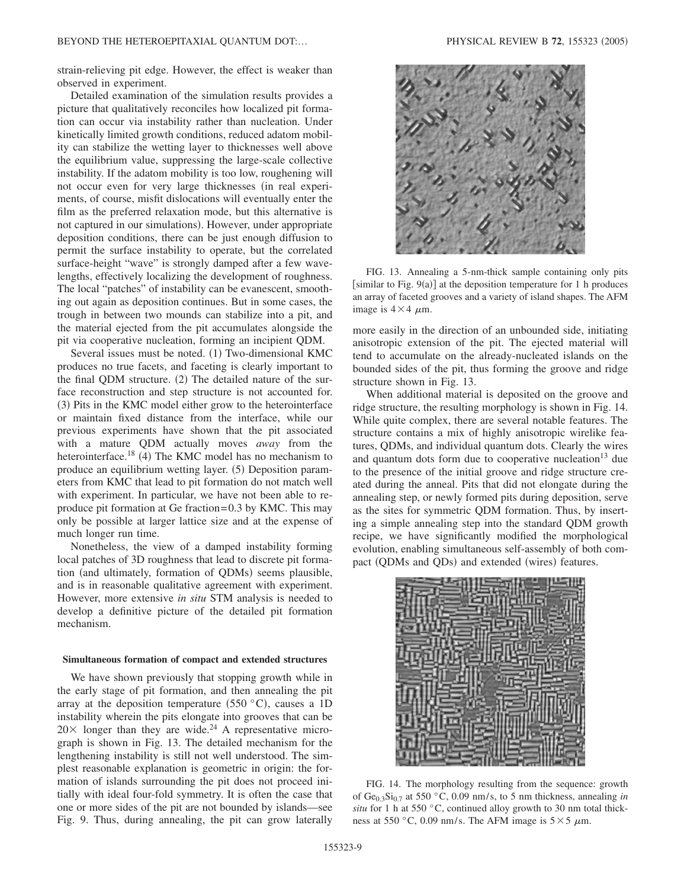strain-relieving pit edge. However, the effect is weaker than observed in experiment.

Detailed examination of the simulation results provides a picture that qualitatively reconciles how localized pit formation can occur via instability rather than nucleation. Under kinetically limited growth conditions, reduced adatom mobility can stabilize the wetting layer to thicknesses well above the equilibrium value, suppressing the large-scale collective instability. If the adatom mobility is too low, roughening will not occur even for very large thicknesses (in real experiments, of course, misfit dislocations will eventually enter the film as the preferred relaxation mode, but this alternative is not captured in our simulations). However, under appropriate deposition conditions, there can be just enough diffusion to permit the surface instability to operate, but the correlated surface-height "wave" is strongly damped after a few wavelengths, effectively localizing the development of roughness. The local "patches" of instability can be evanescent, smoothing out again as deposition continues. But in some cases, the trough in between two mounds can stabilize into a pit, and the material ejected from the pit accumulates alongside the pit via cooperative nucleation, forming an incipient QDM.

Several issues must be noted. (1) Two-dimensional KMC produces no true facets, and faceting is clearly important to the final QDM structure. (2) The detailed nature of the surface reconstruction and step structure is not accounted for. (3) Pits in the KMC model either grow to the heterointerface or maintain fixed distance from the interface, while our previous experiments have shown that the pit associated with a mature QDM actually moves *away* from the heterointerface.[18] (4) The KMC model has no mechanism to produce an equilibrium wetting layer. (5) Deposition parameters from KMC that lead to pit formation do not match well with experiment. In particular, we have not been able to reproduce pit formation at Ge fraction=0.3 by KMC. This may only be possible at larger lattice size and at the expense of much longer run time.

Nonetheless, the view of a damped instability forming local patches of 3D roughness that lead to discrete pit formation (and ultimately, formation of QDMs) seems plausible, and is in reasonable qualitative agreement with experiment. However, more extensive *in situ* STM analysis is needed to develop a definitive picture of the detailed pit formation mechanism.

### Simultaneous formation of compact and extended structures

We have shown previously that stopping growth while in the early stage of pit formation, and then annealing the pit array at the deposition temperature (550 °C), causes a 1D instability wherein the pits elongate into grooves that can be $20\times$ longer than they are wide.[24] A representative micrograph is shown in Fig. 13. The detailed mechanism for the lengthening instability is still not well understood. The simplest reasonable explanation is geometric in origin: the formation of islands surrounding the pit does not proceed initially with ideal four-fold symmetry. It is often the case that one or more sides of the pit are not bounded by islands—see Fig. 9. Thus, during annealing, the pit can grow laterally more easily in the direction of an unbounded side, initiating anisotropic extension of the pit. The ejected material will tend to accumulate on the already-nucleated islands on the bounded sides of the pit, thus forming the groove and ridge structure shown in Fig. 13.

FIG. 13. Annealing a 5-nm-thick sample containing only pits [similar to Fig. 9(a)] at the deposition temperature for 1 h produces an array of faceted grooves and a variety of island shapes. The AFM image is $4\times4$ $\mu$m.

When additional material is deposited on the groove and ridge structure, the resulting morphology is shown in Fig. 14. While quite complex, there are several notable features. The structure contains a mix of highly anisotropic wirelike features, QDMs, and individual quantum dots. Clearly the wires and quantum dots form due to cooperative nucleation[13] due to the presence of the initial groove and ridge structure created during the anneal. Pits that did not elongate during the annealing step, or newly formed pits during deposition, serve as the sites for symmetric QDM formation. Thus, by inserting a simple annealing step into the standard QDM growth recipe, we have significantly modified the morphological evolution, enabling simultaneous self-assembly of both compact (QDMs and QDs) and extended (wires) features.

FIG. 14. The morphology resulting from the sequence: growth of $Ge_{0.3}Si_{0.7}$ at 550 °C, 0.09 nm/s, to 5 nm thickness, annealing *in situ* for 1 h at 550 °C, continued alloy growth to 30 nm total thickness at 550 °C, 0.09 nm/s. The AFM image is $5\times5$ $\mu$m.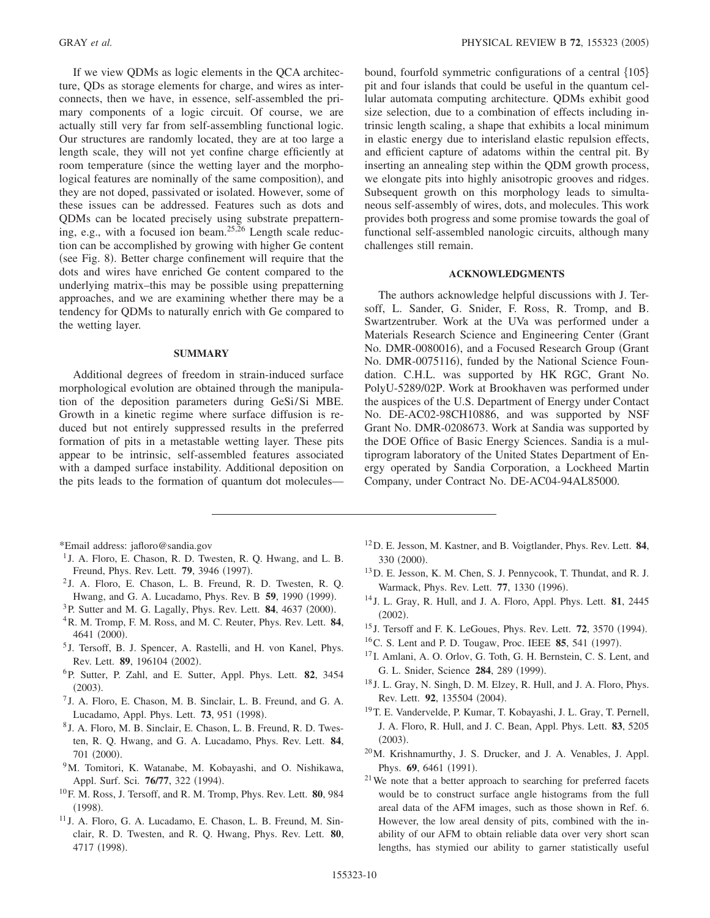If we view QDMs as logic elements in the QCA architecture, QDs as storage elements for charge, and wires as interconnects, then we have, in essence, self-assembled the primary components of a logic circuit. Of course, we are actually still very far from self-assembling functional logic. Our structures are randomly located, they are at too large a length scale, they will not yet confine charge efficiently at room temperature (since the wetting layer and the morphological features are nominally of the same composition), and they are not doped, passivated or isolated. However, some of these issues can be addressed. Features such as dots and QDMs can be located precisely using substrate prepatterning, e.g., with a focused ion beam.[25,26] Length scale reduction can be accomplished by growing with higher Ge content (see Fig. 8). Better charge confinement will require that the dots and wires have enriched Ge content compared to the underlying matrix–this may be possible using prepatterning approaches, and we are examining whether there may be a tendency for QDMs to naturally enrich with Ge compared to the wetting layer.

## SUMMARY

Additional degrees of freedom in strain-induced surface morphological evolution are obtained through the manipulation of the deposition parameters during GeSi/Si MBE. Growth in a kinetic regime where surface diffusion is reduced but not entirely suppressed results in the preferred formation of pits in a metastable wetting layer. These pits appear to be intrinsic, self-assembled features associated with a damped surface instability. Additional deposition on the pits leads to the formation of quantum dot molecules—bound, fourfold symmetric configurations of a central {105} pit and four islands that could be useful in the quantum cellular automata computing architecture. QDMs exhibit good size selection, due to a combination of effects including intrinsic length scaling, a shape that exhibits a local minimum in elastic energy due to interisland elastic repulsion effects, and efficient capture of adatoms within the central pit. By inserting an annealing step within the QDM growth process, we elongate pits into highly anisotropic grooves and ridges. Subsequent growth on this morphology leads to simultaneous self-assembly of wires, dots, and molecules. This work provides both progress and some promise towards the goal of functional self-assembled nanologic circuits, although many challenges still remain.

## ACKNOWLEDGMENTS

The authors acknowledge helpful discussions with J. Tersoff, L. Sander, G. Snider, F. Ross, R. Tromp, and B. Swartzentruber. Work at the UVa was performed under a Materials Research Science and Engineering Center (Grant No. DMR-0080016), and a Focused Research Group (Grant No. DMR-0075116), funded by the National Science Foundation. C.H.L. was supported by HK RGC, Grant No. PolyU-5289/02P. Work at Brookhaven was performed under the auspices of the U.S. Department of Energy under Contact No. DE-AC02-98CH10886, and was supported by NSF Grant No. DMR-0208673. Work at Sandia was supported by the DOE Office of Basic Energy Sciences. Sandia is a multiprogram laboratory of the United States Department of Energy operated by Sandia Corporation, a Lockheed Martin Company, under Contract No. DE-AC04-94AL85000.

---

*Email address: jafloro@sandia.gov

[1] J. A. Floro, E. Chason, R. D. Twesten, R. Q. Hwang, and L. B. Freund, Phys. Rev. Lett. **79**, 3946 (1997).

[2] J. A. Floro, E. Chason, L. B. Freund, R. D. Twesten, R. Q. Hwang, and G. A. Lucadamo, Phys. Rev. B **59**, 1990 (1999).

[3] P. Sutter and M. G. Lagally, Phys. Rev. Lett. **84**, 4637 (2000).

[4] R. M. Tromp, F. M. Ross, and M. C. Reuter, Phys. Rev. Lett. **84**, 4641 (2000).

[5] J. Tersoff, B. J. Spencer, A. Rastelli, and H. von Kanel, Phys. Rev. Lett. **89**, 196104 (2002).

[6] P. Sutter, P. Zahl, and E. Sutter, Appl. Phys. Lett. **82**, 3454 (2003).

[7] J. A. Floro, E. Chason, M. B. Sinclair, L. B. Freund, and G. A. Lucadamo, Appl. Phys. Lett. **73**, 951 (1998).

[8] J. A. Floro, M. B. Sinclair, E. Chason, L. B. Freund, R. D. Twesten, R. Q. Hwang, and G. A. Lucadamo, Phys. Rev. Lett. **84**, 701 (2000).

[9] M. Tomitori, K. Watanabe, M. Kobayashi, and O. Nishikawa, Appl. Surf. Sci. **76/77**, 322 (1994).

[10] F. M. Ross, J. Tersoff, and R. M. Tromp, Phys. Rev. Lett. **80**, 984 (1998).

[11] J. A. Floro, G. A. Lucadamo, E. Chason, L. B. Freund, M. Sinclair, R. D. Twesten, and R. Q. Hwang, Phys. Rev. Lett. **80**, 4717 (1998).

[12] D. E. Jesson, M. Kastner, and B. Voigtlander, Phys. Rev. Lett. **84**, 330 (2000).

[13] D. E. Jesson, K. M. Chen, S. J. Pennycook, T. Thundat, and R. J. Warmack, Phys. Rev. Lett. **77**, 1330 (1996).

[14] J. L. Gray, R. Hull, and J. A. Floro, Appl. Phys. Lett. **81**, 2445 (2002).

[15] J. Tersoff and F. K. LeGoues, Phys. Rev. Lett. **72**, 3570 (1994).

[16] C. S. Lent and P. D. Tougaw, Proc. IEEE **85**, 541 (1997).

[17] I. Amlani, A. O. Orlov, G. Toth, G. H. Bernstein, C. S. Lent, and G. L. Snider, Science **284**, 289 (1999).

[18] J. L. Gray, N. Singh, D. M. Elzey, R. Hull, and J. A. Floro, Phys. Rev. Lett. **92**, 135504 (2004).

[19] T. E. Vandervelde, P. Kumar, T. Kobayashi, J. L. Gray, T. Pernell, J. A. Floro, R. Hull, and J. C. Bean, Appl. Phys. Lett. **83**, 5205 (2003).

[20] M. Krishnamurthy, J. S. Drucker, and J. A. Venables, J. Appl. Phys. **69**, 6461 (1991).

[21] We note that a better approach to searching for preferred facets would be to construct surface angle histograms from the full areal data of the AFM images, such as those shown in Ref. 6. However, the low areal density of pits, combined with the inability of our AFM to obtain reliable data over very short scan lengths, has stymied our ability to garner statistically useful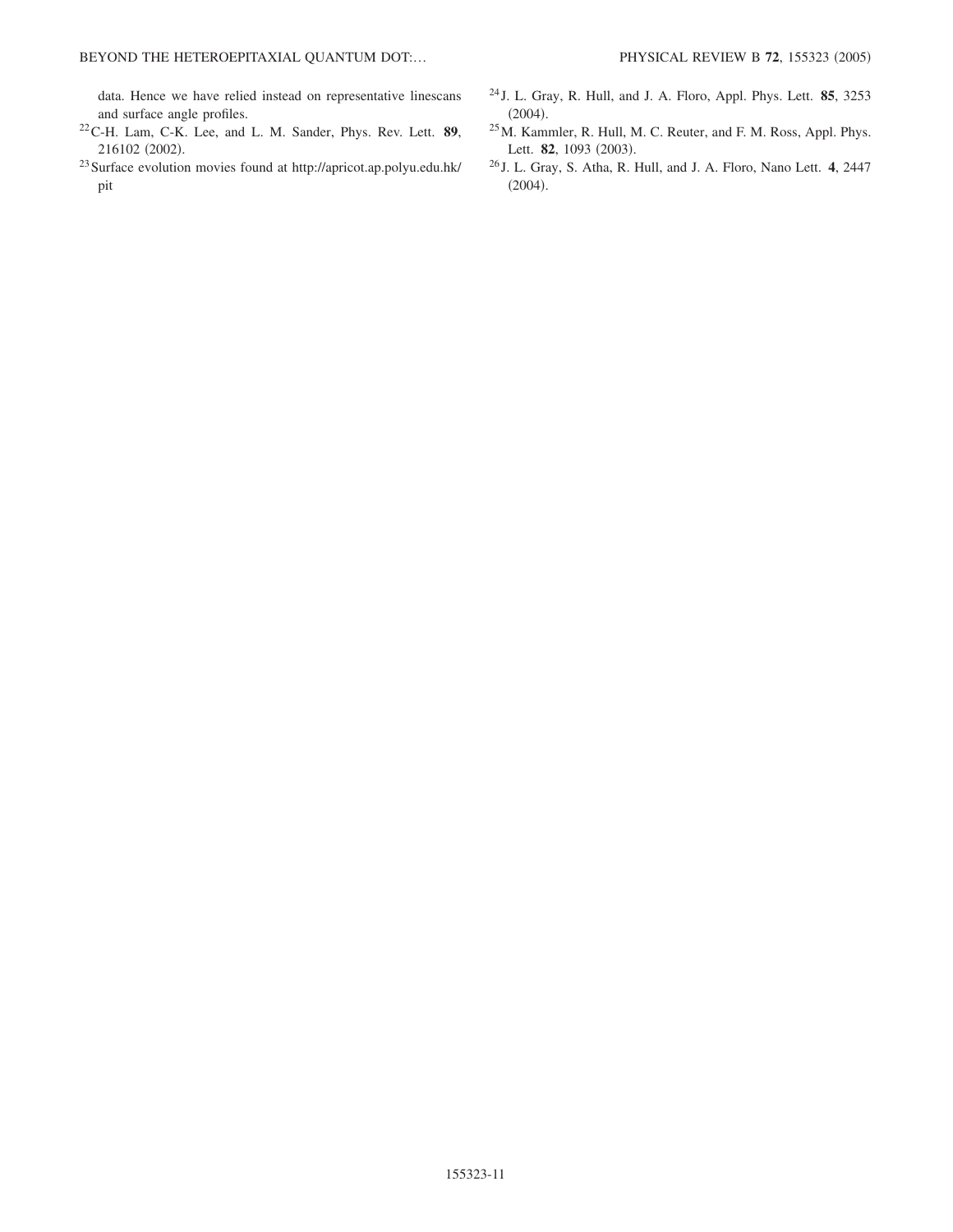data. Hence we have relied instead on representative linescans and surface angle profiles.

[22] C-H. Lam, C-K. Lee, and L. M. Sander, Phys. Rev. Lett. **89**, 216102 (2002).

[23] Surface evolution movies found at http://apricot.ap.polyu.edu.hk/pit

[24] J. L. Gray, R. Hull, and J. A. Floro, Appl. Phys. Lett. **85**, 3253 (2004).

[25] M. Kammler, R. Hull, M. C. Reuter, and F. M. Ross, Appl. Phys. Lett. **82**, 1093 (2003).

[26] J. L. Gray, S. Atha, R. Hull, and J. A. Floro, Nano Lett. **4**, 2447 (2004).